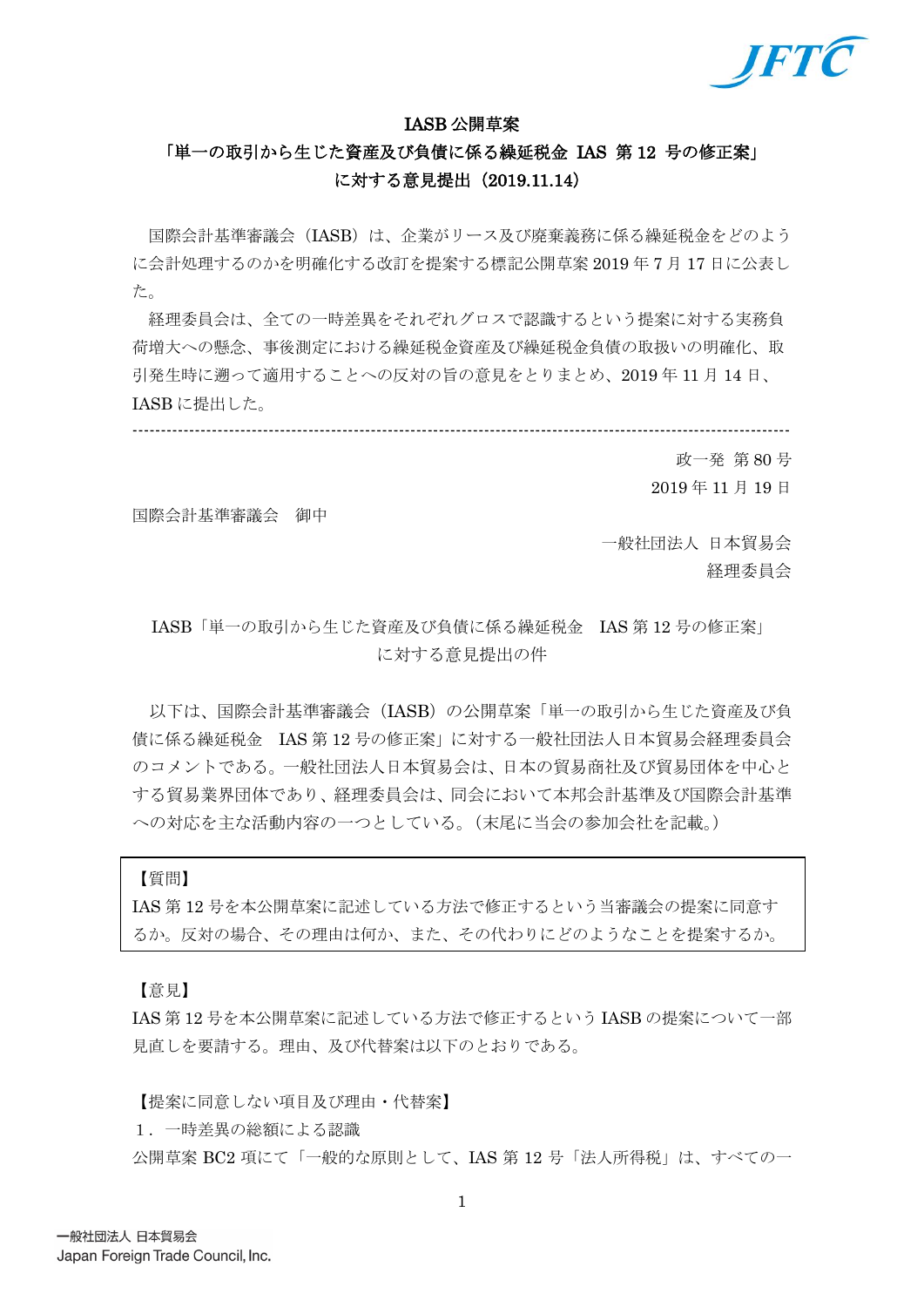# IASB 公開草案
## 「単一の取引から生じた資産及び負債に係る繰延税金 IAS 第 12 号の修正案」
## に対する意見提出（2019.11.14）

国際会計基準審議会（IASB）は、企業がリース及び廃棄義務に係る繰延税金をどのように会計処理するのかを明確化する改訂を提案する標記公開草案 2019 年 7 月 17 日に公表した。

経理委員会は、全ての一時差異をそれぞれグロスで認識するという提案に対する実務負荷増大への懸念、事後測定における繰延税金資産及び繰延税金負債の取扱いの明確化、取引発生時に遡って適用することへの反対の旨の意見をとりまとめ、2019 年 11 月 14 日、IASB に提出した。

---

政一発 第 80 号
2019 年 11 月 19 日

国際会計基準審議会　御中

一般社団法人 日本貿易会
経理委員会

IASB「単一の取引から生じた資産及び負債に係る繰延税金　IAS 第 12 号の修正案」
に対する意見提出の件

以下は、国際会計基準審議会（IASB）の公開草案「単一の取引から生じた資産及び負債に係る繰延税金　IAS 第 12 号の修正案」に対する一般社団法人日本貿易会経理委員会のコメントである。一般社団法人日本貿易会は、日本の貿易商社及び貿易団体を中心とする貿易業界団体であり、経理委員会は、同会において本邦会計基準及び国際会計基準への対応を主な活動内容の一つとしている。（末尾に当会の参加会社を記載。）

【質問】
IAS 第 12 号を本公開草案に記述している方法で修正するという当審議会の提案に同意するか。反対の場合、その理由は何か、また、その代わりにどのようなことを提案するか。

【意見】
IAS 第 12 号を本公開草案に記述している方法で修正するという IASB の提案について一部見直しを要請する。理由、及び代替案は以下のとおりである。

【提案に同意しない項目及び理由・代替案】

1．一時差異の総額による認識

公開草案 BC2 項にて「一般的な原則として、IAS 第 12 号「法人所得税」は、すべての一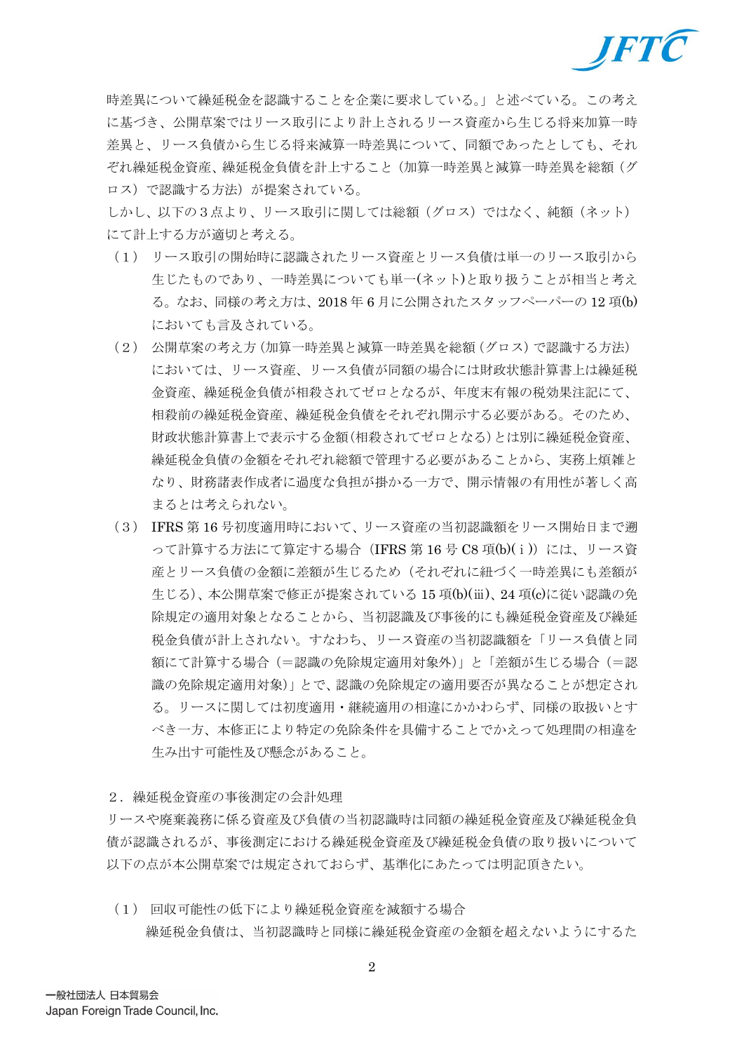時差異について繰延税金を認識することを企業に要求している。」と述べている。この考えに基づき、公開草案ではリース取引により計上されるリース資産から生じる将来加算一時差異と、リース負債から生じる将来減算一時差異について、同額であったとしても、それぞれ繰延税金資産、繰延税金負債を計上すること（加算一時差異と減算一時差異を総額（グロス）で認識する方法）が提案されている。

しかし、以下の３点より、リース取引に関しては総額（グロス）ではなく、純額（ネット）にて計上する方が適切と考える。

（１） リース取引の開始時に認識されたリース資産とリース負債は単一のリース取引から生じたものであり、一時差異についても単一(ネット)と取り扱うことが相当と考える。なお、同様の考え方は、2018 年 6 月に公開されたスタッフペーパーの 12 項(b)においても言及されている。

（２） 公開草案の考え方（加算一時差異と減算一時差異を総額（グロス）で認識する方法）においては、リース資産、リース負債が同額の場合には財政状態計算書上は繰延税金資産、繰延税金負債が相殺されてゼロとなるが、年度末有報の税効果注記にて、相殺前の繰延税金資産、繰延税金負債をそれぞれ開示する必要がある。そのため、財政状態計算書上で表示する金額(相殺されてゼロとなる)とは別に繰延税金資産、繰延税金負債の金額をそれぞれ総額で管理する必要があることから、実務上煩雑となり、財務諸表作成者に過度な負担が掛かる一方で、開示情報の有用性が著しく高まるとは考えられない。

（３） IFRS 第 16 号初度適用時において、リース資産の当初認識額をリース開始日まで遡って計算する方法にて算定する場合（IFRS 第 16 号 C8 項(b)(ⅰ)）には、リース資産とリース負債の金額に差額が生じるため（それぞれに紐づく一時差異にも差額が生じる）、本公開草案で修正が提案されている 15 項(b)(ⅲ)、24 項(c)に従い認識の免除規定の適用対象となることから、当初認識及び事後的にも繰延税金資産及び繰延税金負債が計上されない。すなわち、リース資産の当初認識額を「リース負債と同額にて計算する場合（＝認識の免除規定適用対象外）」と「差額が生じる場合（＝認識の免除規定適用対象）」とで、認識の免除規定の適用要否が異なることが想定される。リースに関しては初度適用・継続適用の相違にかかわらず、同様の取扱いとすべき一方、本修正により特定の免除条件を具備することでかえって処理間の相違を生み出す可能性及び懸念があること。

２．繰延税金資産の事後測定の会計処理

リースや廃棄義務に係る資産及び負債の当初認識時は同額の繰延税金資産及び繰延税金負債が認識されるが、事後測定における繰延税金資産及び繰延税金負債の取り扱いについて以下の点が本公開草案では規定されておらず、基準化にあたっては明記頂きたい。

（１） 回収可能性の低下により繰延税金資産を減額する場合

繰延税金負債は、当初認識時と同様に繰延税金資産の金額を超えないようにするた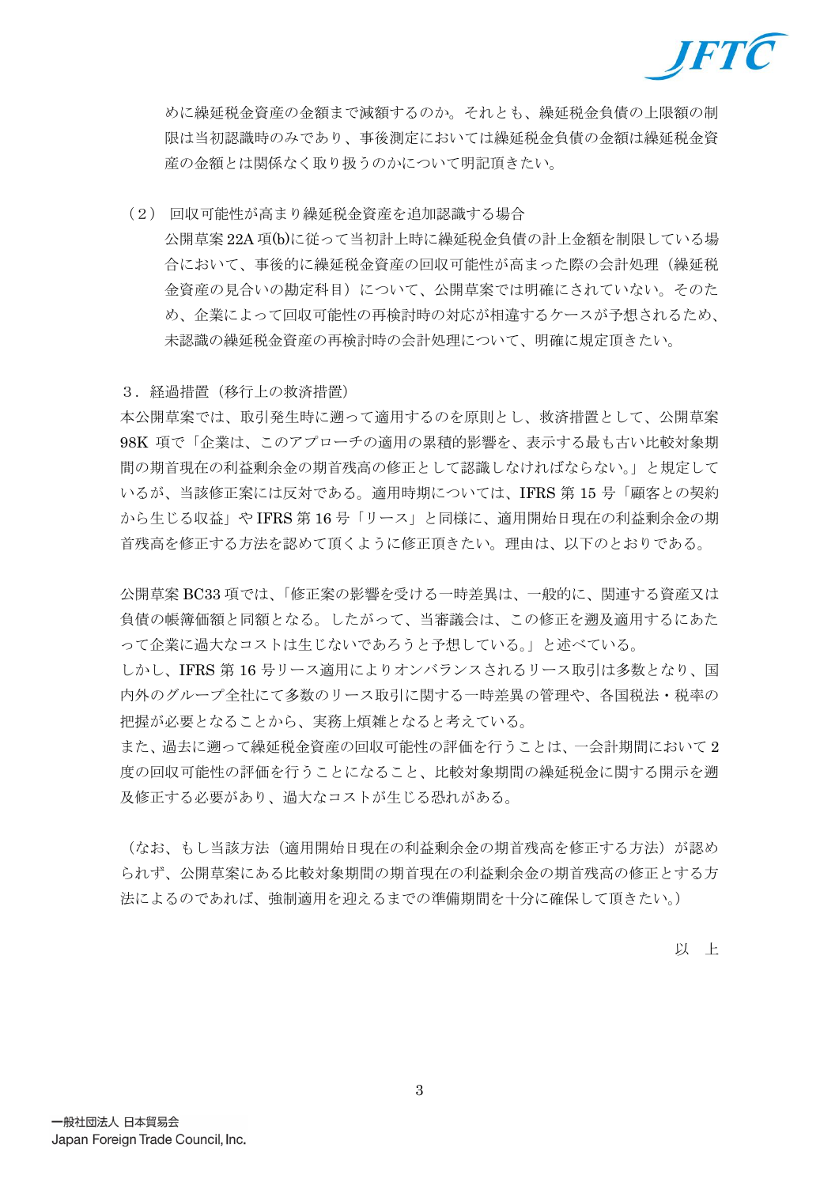めに繰延税金資産の金額まで減額するのか。それとも、繰延税金負債の上限額の制限は当初認識時のみであり、事後測定においては繰延税金負債の金額は繰延税金資産の金額とは関係なく取り扱うのかについて明記頂きたい。

（２） 回収可能性が高まり繰延税金資産を追加認識する場合

公開草案 22A 項(b)に従って当初計上時に繰延税金負債の計上金額を制限している場合において、事後的に繰延税金資産の回収可能性が高まった際の会計処理（繰延税金資産の見合いの勘定科目）について、公開草案では明確にされていない。そのため、企業によって回収可能性の再検討時の対応が相違するケースが予想されるため、未認識の繰延税金資産の再検討時の会計処理について、明確に規定頂きたい。

３．経過措置（移行上の救済措置）

本公開草案では、取引発生時に遡って適用するのを原則とし、救済措置として、公開草案 98K 項で「企業は、このアプローチの適用の累積的影響を、表示する最も古い比較対象期間の期首現在の利益剰余金の期首残高の修正として認識しなければならない。」と規定しているが、当該修正案には反対である。適用時期については、IFRS 第 15 号「顧客との契約から生じる収益」や IFRS 第 16 号「リース」と同様に、適用開始日現在の利益剰余金の期首残高を修正する方法を認めて頂くように修正頂きたい。理由は、以下のとおりである。

公開草案 BC33 項では、「修正案の影響を受ける一時差異は、一般的に、関連する資産又は負債の帳簿価額と同額となる。したがって、当審議会は、この修正を遡及適用するにあたって企業に過大なコストは生じないであろうと予想している。」と述べている。

しかし、IFRS 第 16 号リース適用によりオンバランスされるリース取引は多数となり、国内外のグループ全社にて多数のリース取引に関する一時差異の管理や、各国税法・税率の把握が必要となることから、実務上煩雑となると考えている。

また、過去に遡って繰延税金資産の回収可能性の評価を行うことは、一会計期間において 2 度の回収可能性の評価を行うことになること、比較対象期間の繰延税金に関する開示を遡及修正する必要があり、過大なコストが生じる恐れがある。

（なお、もし当該方法（適用開始日現在の利益剰余金の期首残高を修正する方法）が認められず、公開草案にある比較対象期間の期首現在の利益剰余金の期首残高の修正とする方法によるのであれば、強制適用を迎えるまでの準備期間を十分に確保して頂きたい。）

以　上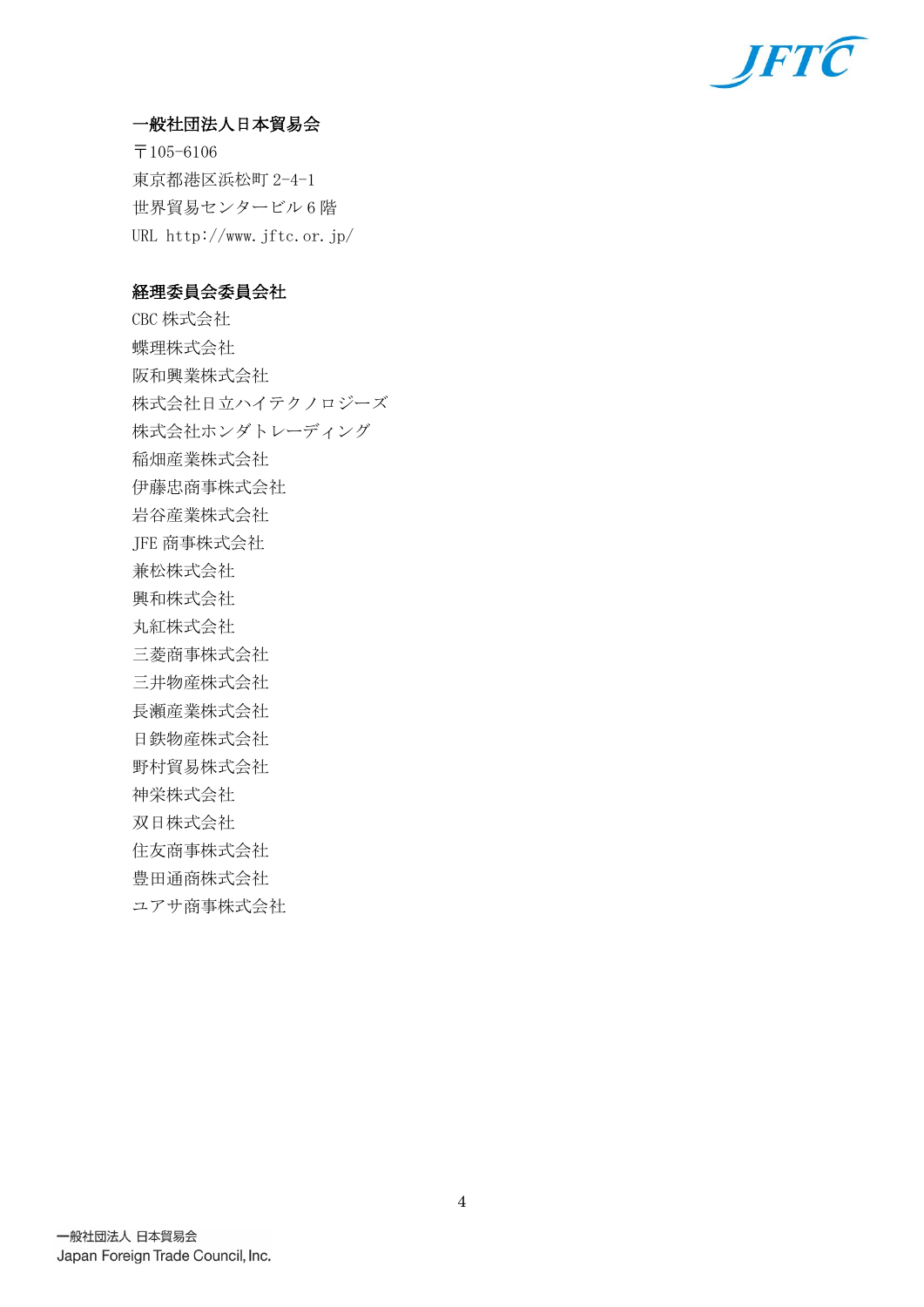**一般社団法人日本貿易会**

〒105-6106
東京都港区浜松町 2-4-1
世界貿易センタービル 6 階
URL http://www.jftc.or.jp/

**経理委員会委員会社**

CBC 株式会社
蝶理株式会社
阪和興業株式会社
株式会社日立ハイテクノロジーズ
株式会社ホンダトレーディング
稲畑産業株式会社
伊藤忠商事株式会社
岩谷産業株式会社
JFE 商事株式会社
兼松株式会社
興和株式会社
丸紅株式会社
三菱商事株式会社
三井物産株式会社
長瀬産業株式会社
日鉄物産株式会社
野村貿易株式会社
神栄株式会社
双日株式会社
住友商事株式会社
豊田通商株式会社
ユアサ商事株式会社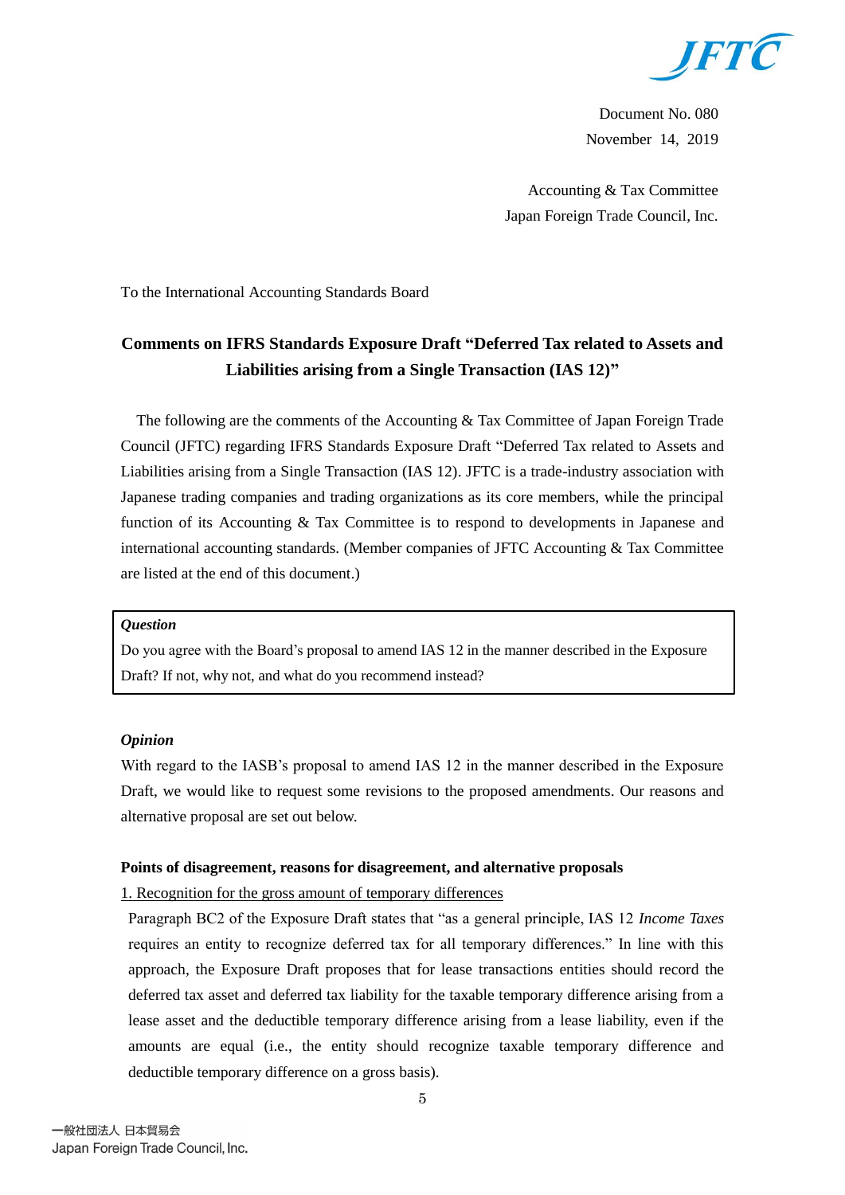JFTC

Document No. 080
November 14, 2019

Accounting & Tax Committee
Japan Foreign Trade Council, Inc.

To the International Accounting Standards Board

## Comments on IFRS Standards Exposure Draft "Deferred Tax related to Assets and Liabilities arising from a Single Transaction (IAS 12)"

The following are the comments of the Accounting & Tax Committee of Japan Foreign Trade Council (JFTC) regarding IFRS Standards Exposure Draft "Deferred Tax related to Assets and Liabilities arising from a Single Transaction (IAS 12). JFTC is a trade-industry association with Japanese trading companies and trading organizations as its core members, while the principal function of its Accounting & Tax Committee is to respond to developments in Japanese and international accounting standards. (Member companies of JFTC Accounting & Tax Committee are listed at the end of this document.)

> ***Question***
> Do you agree with the Board's proposal to amend IAS 12 in the manner described in the Exposure Draft? If not, why not, and what do you recommend instead?

***Opinion***

With regard to the IASB's proposal to amend IAS 12 in the manner described in the Exposure Draft, we would like to request some revisions to the proposed amendments. Our reasons and alternative proposal are set out below.

**Points of disagreement, reasons for disagreement, and alternative proposals**

1. Recognition for the gross amount of temporary differences

Paragraph BC2 of the Exposure Draft states that "as a general principle, IAS 12 *Income Taxes* requires an entity to recognize deferred tax for all temporary differences." In line with this approach, the Exposure Draft proposes that for lease transactions entities should record the deferred tax asset and deferred tax liability for the taxable temporary difference arising from a lease asset and the deductible temporary difference arising from a lease liability, even if the amounts are equal (i.e., the entity should recognize taxable temporary difference and deductible temporary difference on a gross basis).

一般社団法人 日本貿易会
Japan Foreign Trade Council, Inc.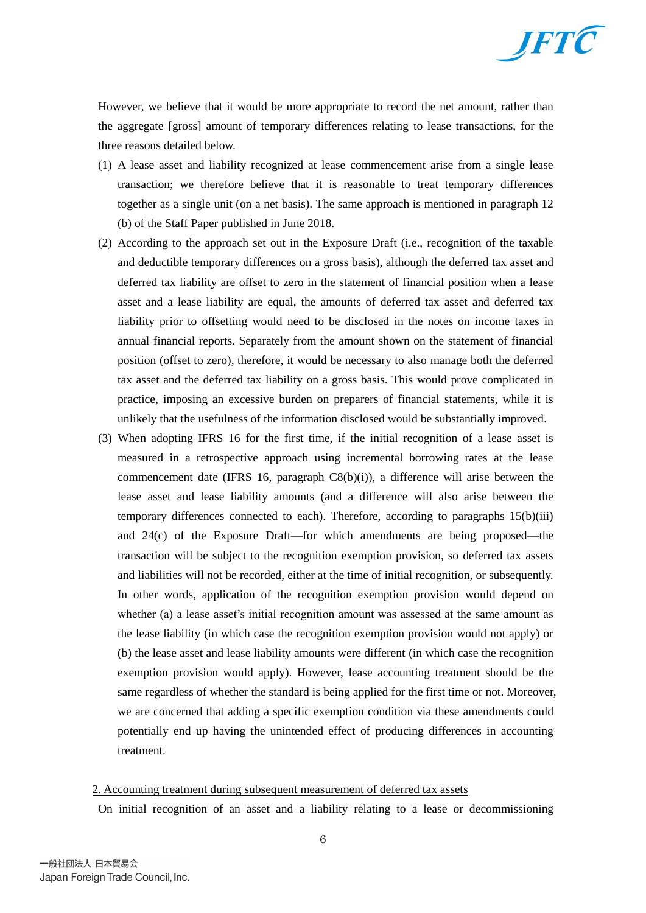However, we believe that it would be more appropriate to record the net amount, rather than the aggregate [gross] amount of temporary differences relating to lease transactions, for the three reasons detailed below.

(1) A lease asset and liability recognized at lease commencement arise from a single lease transaction; we therefore believe that it is reasonable to treat temporary differences together as a single unit (on a net basis). The same approach is mentioned in paragraph 12 (b) of the Staff Paper published in June 2018.

(2) According to the approach set out in the Exposure Draft (i.e., recognition of the taxable and deductible temporary differences on a gross basis), although the deferred tax asset and deferred tax liability are offset to zero in the statement of financial position when a lease asset and a lease liability are equal, the amounts of deferred tax asset and deferred tax liability prior to offsetting would need to be disclosed in the notes on income taxes in annual financial reports. Separately from the amount shown on the statement of financial position (offset to zero), therefore, it would be necessary to also manage both the deferred tax asset and the deferred tax liability on a gross basis. This would prove complicated in practice, imposing an excessive burden on preparers of financial statements, while it is unlikely that the usefulness of the information disclosed would be substantially improved.

(3) When adopting IFRS 16 for the first time, if the initial recognition of a lease asset is measured in a retrospective approach using incremental borrowing rates at the lease commencement date (IFRS 16, paragraph C8(b)(i)), a difference will arise between the lease asset and lease liability amounts (and a difference will also arise between the temporary differences connected to each). Therefore, according to paragraphs 15(b)(iii) and 24(c) of the Exposure Draft—for which amendments are being proposed—the transaction will be subject to the recognition exemption provision, so deferred tax assets and liabilities will not be recorded, either at the time of initial recognition, or subsequently. In other words, application of the recognition exemption provision would depend on whether (a) a lease asset's initial recognition amount was assessed at the same amount as the lease liability (in which case the recognition exemption provision would not apply) or (b) the lease asset and lease liability amounts were different (in which case the recognition exemption provision would apply). However, lease accounting treatment should be the same regardless of whether the standard is being applied for the first time or not. Moreover, we are concerned that adding a specific exemption condition via these amendments could potentially end up having the unintended effect of producing differences in accounting treatment.

2. Accounting treatment during subsequent measurement of deferred tax assets

On initial recognition of an asset and a liability relating to a lease or decommissioning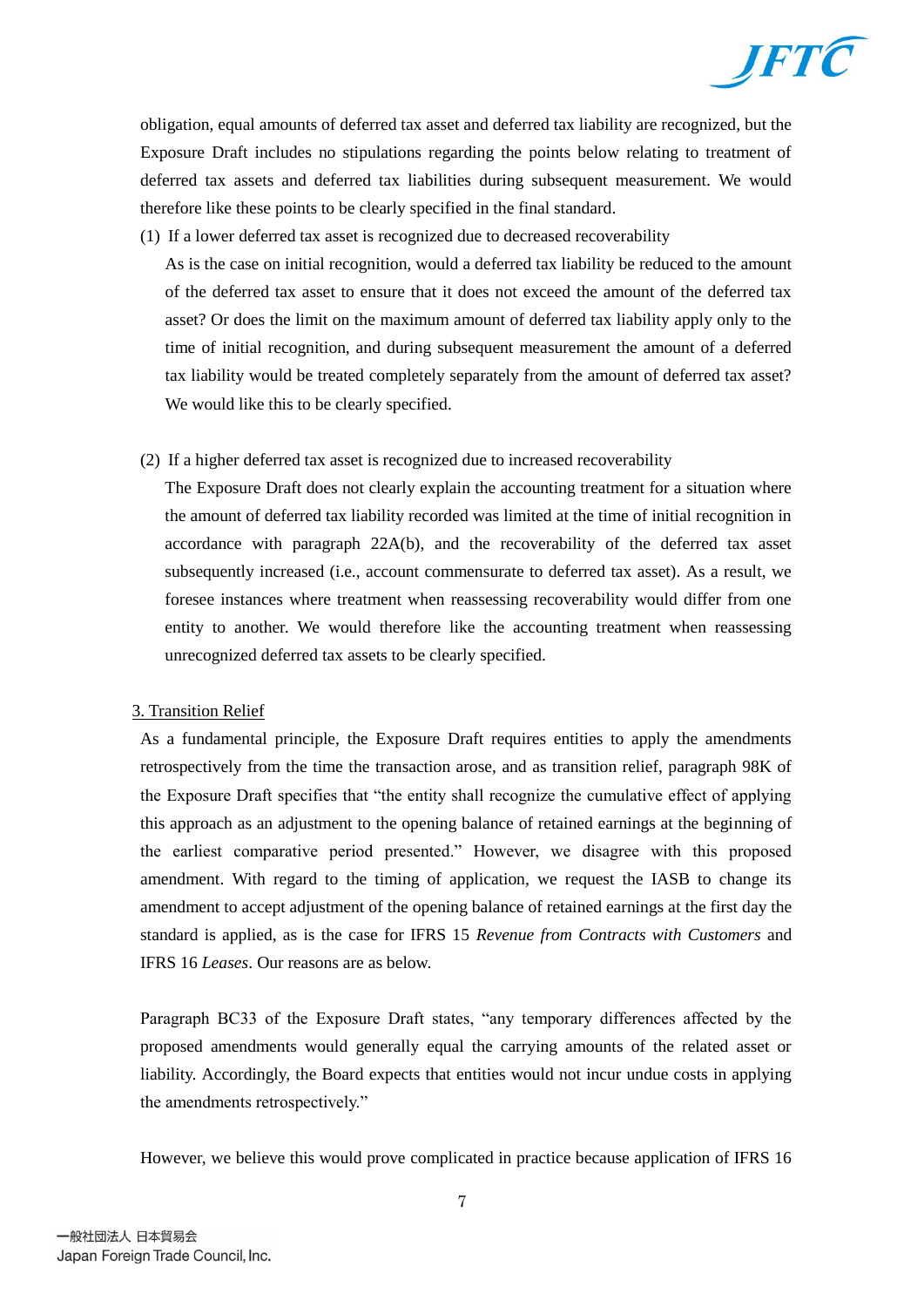obligation, equal amounts of deferred tax asset and deferred tax liability are recognized, but the Exposure Draft includes no stipulations regarding the points below relating to treatment of deferred tax assets and deferred tax liabilities during subsequent measurement. We would therefore like these points to be clearly specified in the final standard.

(1) If a lower deferred tax asset is recognized due to decreased recoverability

As is the case on initial recognition, would a deferred tax liability be reduced to the amount of the deferred tax asset to ensure that it does not exceed the amount of the deferred tax asset? Or does the limit on the maximum amount of deferred tax liability apply only to the time of initial recognition, and during subsequent measurement the amount of a deferred tax liability would be treated completely separately from the amount of deferred tax asset? We would like this to be clearly specified.

(2) If a higher deferred tax asset is recognized due to increased recoverability

The Exposure Draft does not clearly explain the accounting treatment for a situation where the amount of deferred tax liability recorded was limited at the time of initial recognition in accordance with paragraph 22A(b), and the recoverability of the deferred tax asset subsequently increased (i.e., account commensurate to deferred tax asset). As a result, we foresee instances where treatment when reassessing recoverability would differ from one entity to another. We would therefore like the accounting treatment when reassessing unrecognized deferred tax assets to be clearly specified.

3. Transition Relief

As a fundamental principle, the Exposure Draft requires entities to apply the amendments retrospectively from the time the transaction arose, and as transition relief, paragraph 98K of the Exposure Draft specifies that "the entity shall recognize the cumulative effect of applying this approach as an adjustment to the opening balance of retained earnings at the beginning of the earliest comparative period presented." However, we disagree with this proposed amendment. With regard to the timing of application, we request the IASB to change its amendment to accept adjustment of the opening balance of retained earnings at the first day the standard is applied, as is the case for IFRS 15 *Revenue from Contracts with Customers* and IFRS 16 *Leases*. Our reasons are as below.

Paragraph BC33 of the Exposure Draft states, "any temporary differences affected by the proposed amendments would generally equal the carrying amounts of the related asset or liability. Accordingly, the Board expects that entities would not incur undue costs in applying the amendments retrospectively."

However, we believe this would prove complicated in practice because application of IFRS 16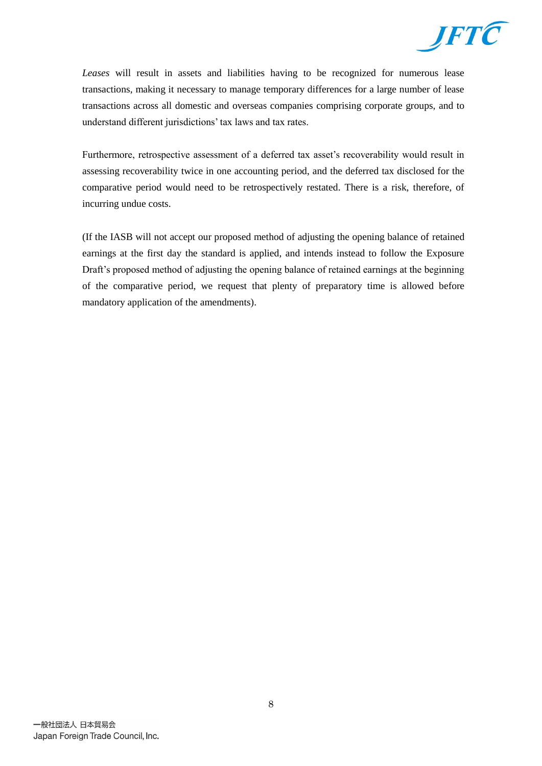*Leases* will result in assets and liabilities having to be recognized for numerous lease transactions, making it necessary to manage temporary differences for a large number of lease transactions across all domestic and overseas companies comprising corporate groups, and to understand different jurisdictions' tax laws and tax rates.

Furthermore, retrospective assessment of a deferred tax asset's recoverability would result in assessing recoverability twice in one accounting period, and the deferred tax disclosed for the comparative period would need to be retrospectively restated. There is a risk, therefore, of incurring undue costs.

(If the IASB will not accept our proposed method of adjusting the opening balance of retained earnings at the first day the standard is applied, and intends instead to follow the Exposure Draft's proposed method of adjusting the opening balance of retained earnings at the beginning of the comparative period, we request that plenty of preparatory time is allowed before mandatory application of the amendments).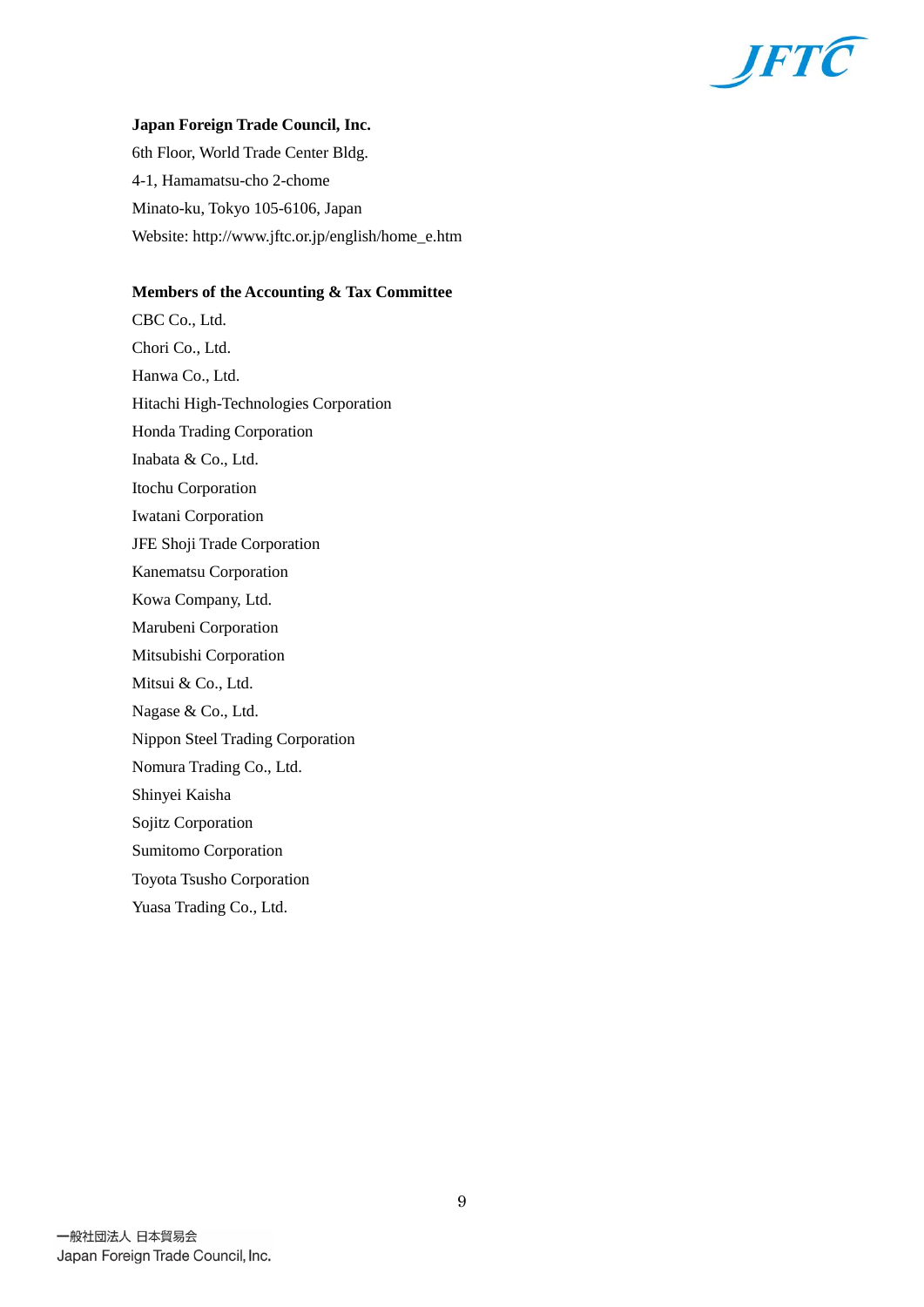**Japan Foreign Trade Council, Inc.**

6th Floor, World Trade Center Bldg.

4-1, Hamamatsu-cho 2-chome

Minato-ku, Tokyo 105-6106, Japan

Website: http://www.jftc.or.jp/english/home_e.htm

**Members of the Accounting & Tax Committee**

CBC Co., Ltd.

Chori Co., Ltd.

Hanwa Co., Ltd.

Hitachi High-Technologies Corporation

Honda Trading Corporation

Inabata & Co., Ltd.

Itochu Corporation

Iwatani Corporation

JFE Shoji Trade Corporation

Kanematsu Corporation

Kowa Company, Ltd.

Marubeni Corporation

Mitsubishi Corporation

Mitsui & Co., Ltd.

Nagase & Co., Ltd.

Nippon Steel Trading Corporation

Nomura Trading Co., Ltd.

Shinyei Kaisha

Sojitz Corporation

Sumitomo Corporation

Toyota Tsusho Corporation

Yuasa Trading Co., Ltd.